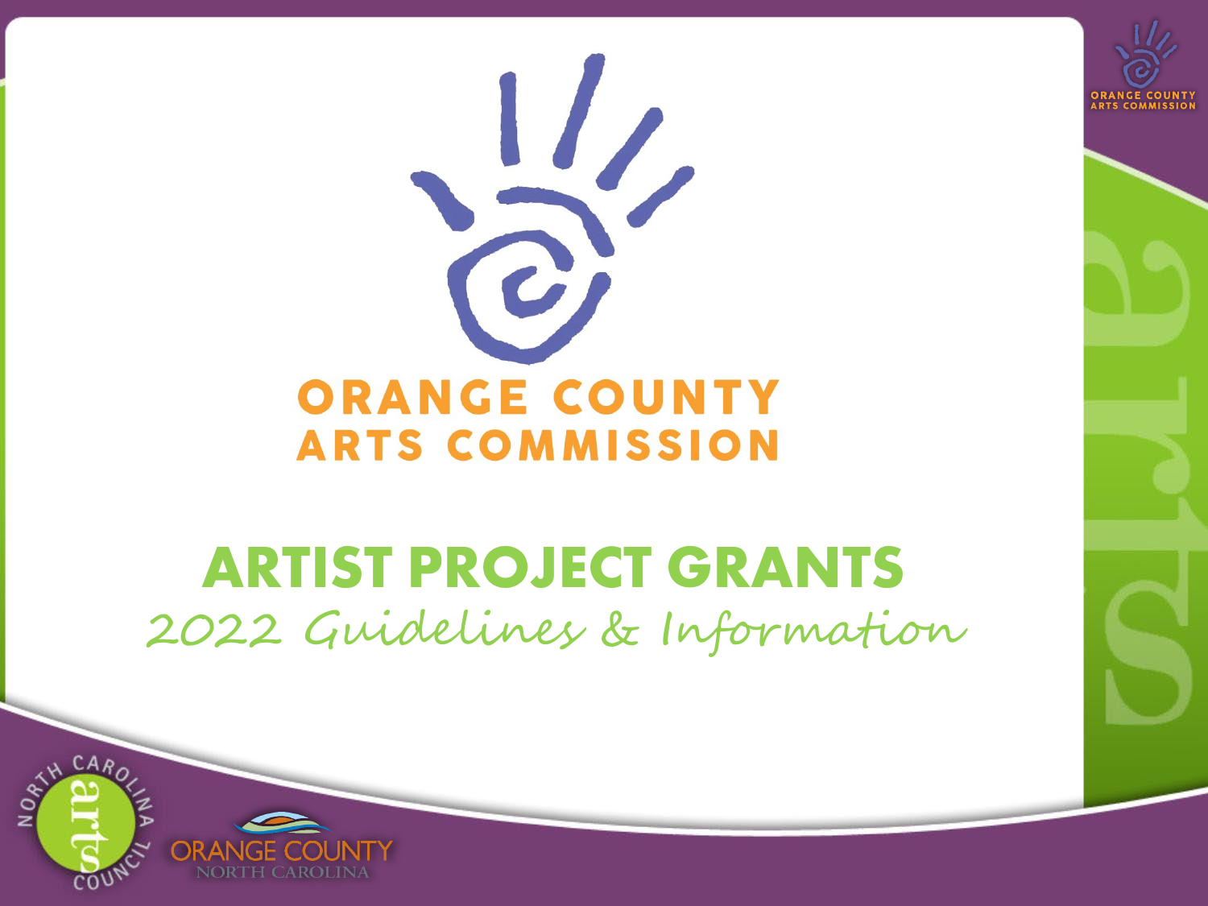# ORANGE COUNTY ARTS COMMISSION

## ARTIST PROJECT GRANTS

*2022 Guidelines & Information*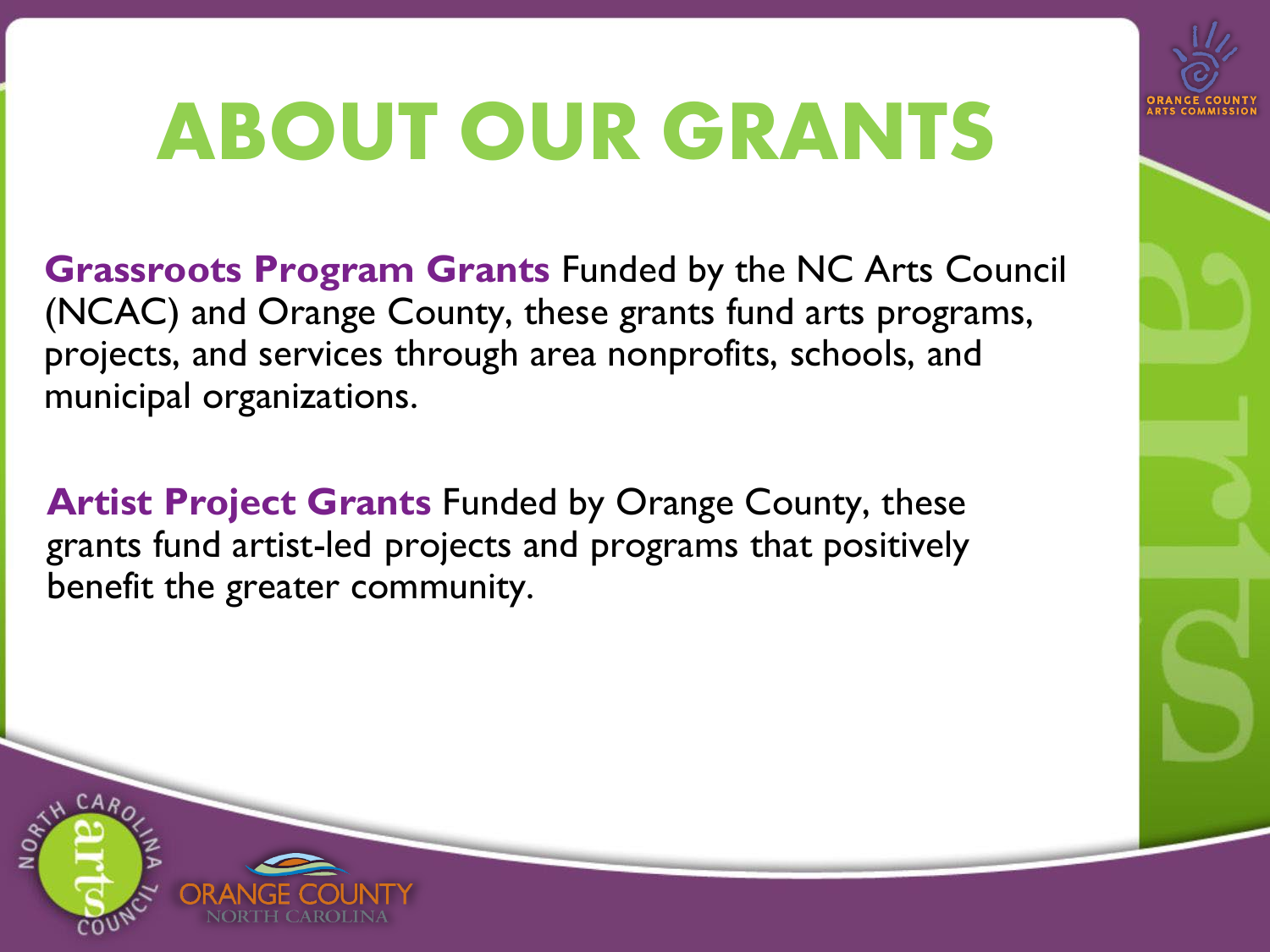# ABOUT OUR GRANTS

**Grassroots Program Grants** Funded by the NC Arts Council (NCAC) and Orange County, these grants fund arts programs, projects, and services through area nonprofits, schools, and municipal organizations.

**Artist Project Grants** Funded by Orange County, these grants fund artist-led projects and programs that positively benefit the greater community.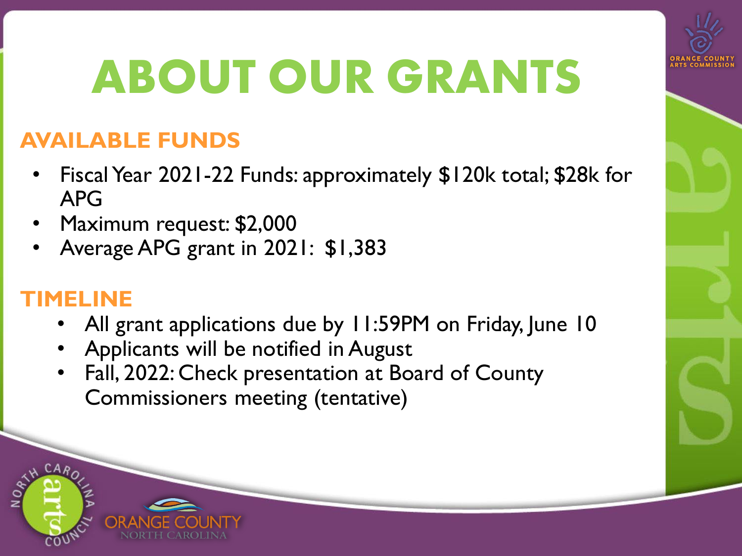# ABOUT OUR GRANTS

## AVAILABLE FUNDS

- Fiscal Year 2021-22 Funds: approximately $120k total; $28k for APG
- Maximum request: $2,000
- Average APG grant in 2021: $1,383

## TIMELINE

- All grant applications due by 11:59PM on Friday, June 10
- Applicants will be notified in August
- Fall, 2022: Check presentation at Board of County Commissioners meeting (tentative)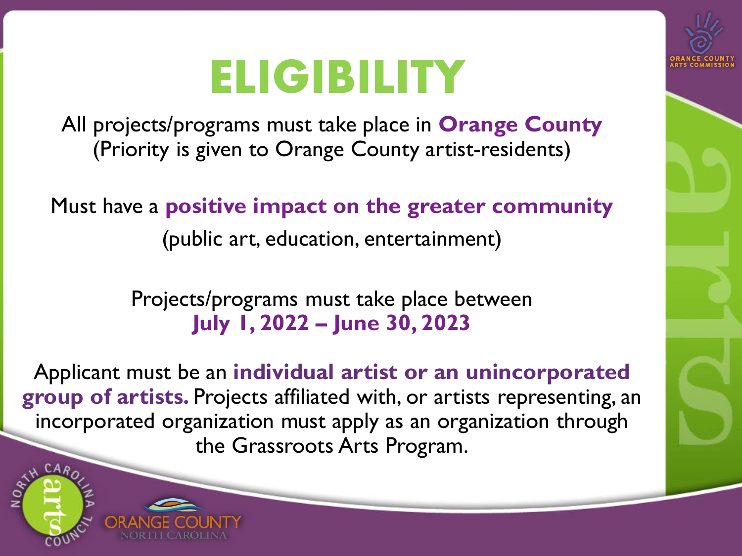# ELIGIBILITY

All projects/programs must take place in **Orange County**
(Priority is given to Orange County artist-residents)

Must have a **positive impact on the greater community**
(public art, education, entertainment)

Projects/programs must take place between
**July 1, 2022 – June 30, 2023**

Applicant must be an **individual artist or an unincorporated group of artists.** Projects affiliated with, or artists representing, an incorporated organization must apply as an organization through the Grassroots Arts Program.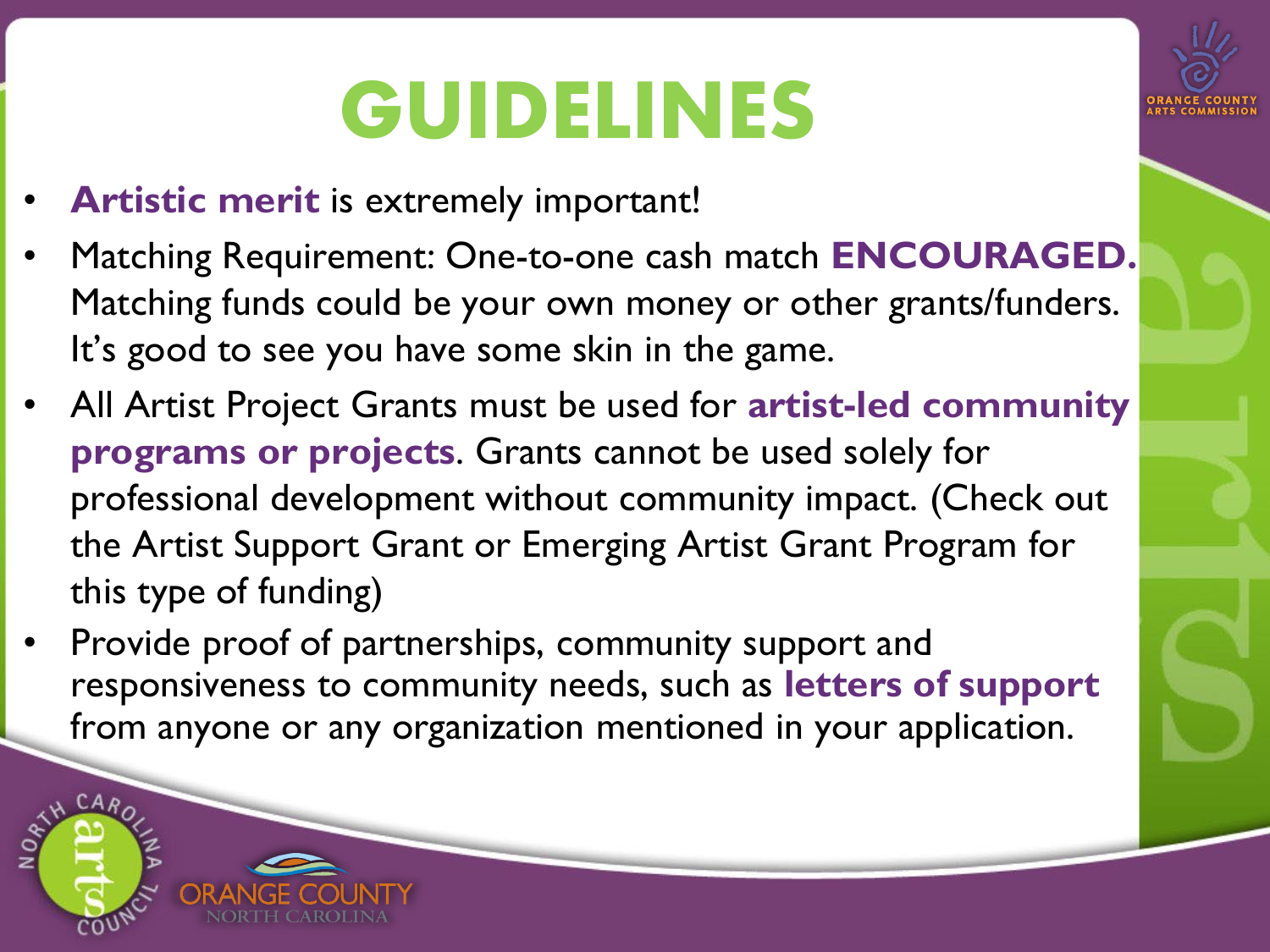# GUIDELINES

- **Artistic merit** is extremely important!
- Matching Requirement: One-to-one cash match **ENCOURAGED.** Matching funds could be your own money or other grants/funders. It's good to see you have some skin in the game.
- All Artist Project Grants must be used for **artist-led community programs or projects**. Grants cannot be used solely for professional development without community impact. (Check out the Artist Support Grant or Emerging Artist Grant Program for this type of funding)
- Provide proof of partnerships, community support and responsiveness to community needs, such as **letters of support** from anyone or any organization mentioned in your application.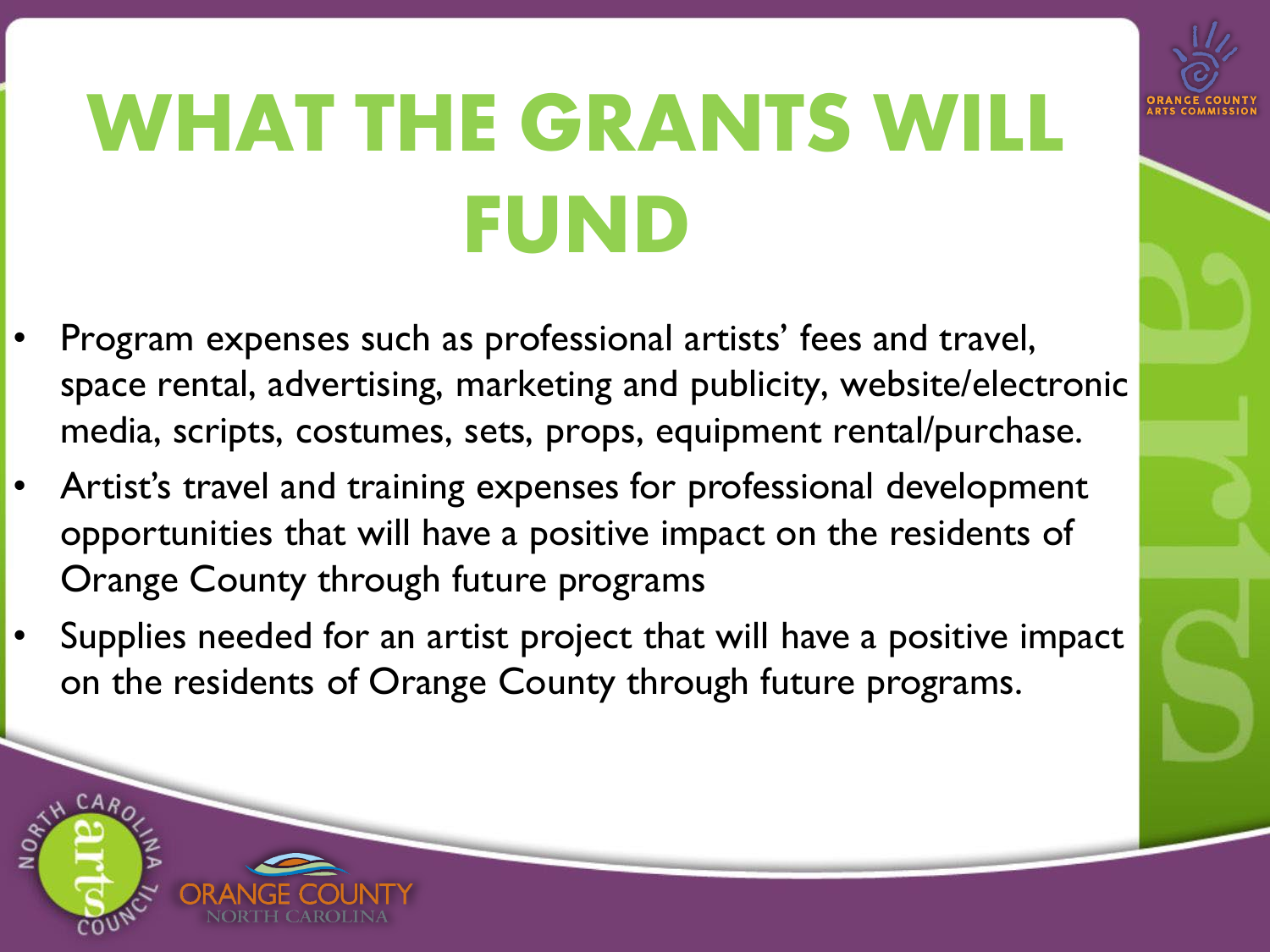# WHAT THE GRANTS WILL FUND

- Program expenses such as professional artists' fees and travel, space rental, advertising, marketing and publicity, website/electronic media, scripts, costumes, sets, props, equipment rental/purchase.
- Artist's travel and training expenses for professional development opportunities that will have a positive impact on the residents of Orange County through future programs
- Supplies needed for an artist project that will have a positive impact on the residents of Orange County through future programs.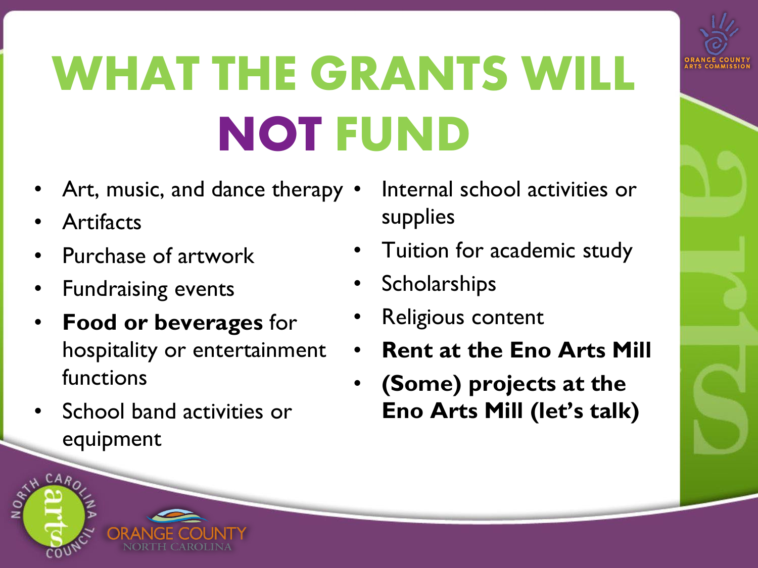# WHAT THE GRANTS WILL NOT FUND

- Art, music, and dance therapy
- Artifacts
- Purchase of artwork
- Fundraising events
- **Food or beverages** for hospitality or entertainment functions
- School band activities or equipment
- Internal school activities or supplies
- Tuition for academic study
- Scholarships
- Religious content
- **Rent at the Eno Arts Mill**
- **(Some) projects at the Eno Arts Mill (let's talk)**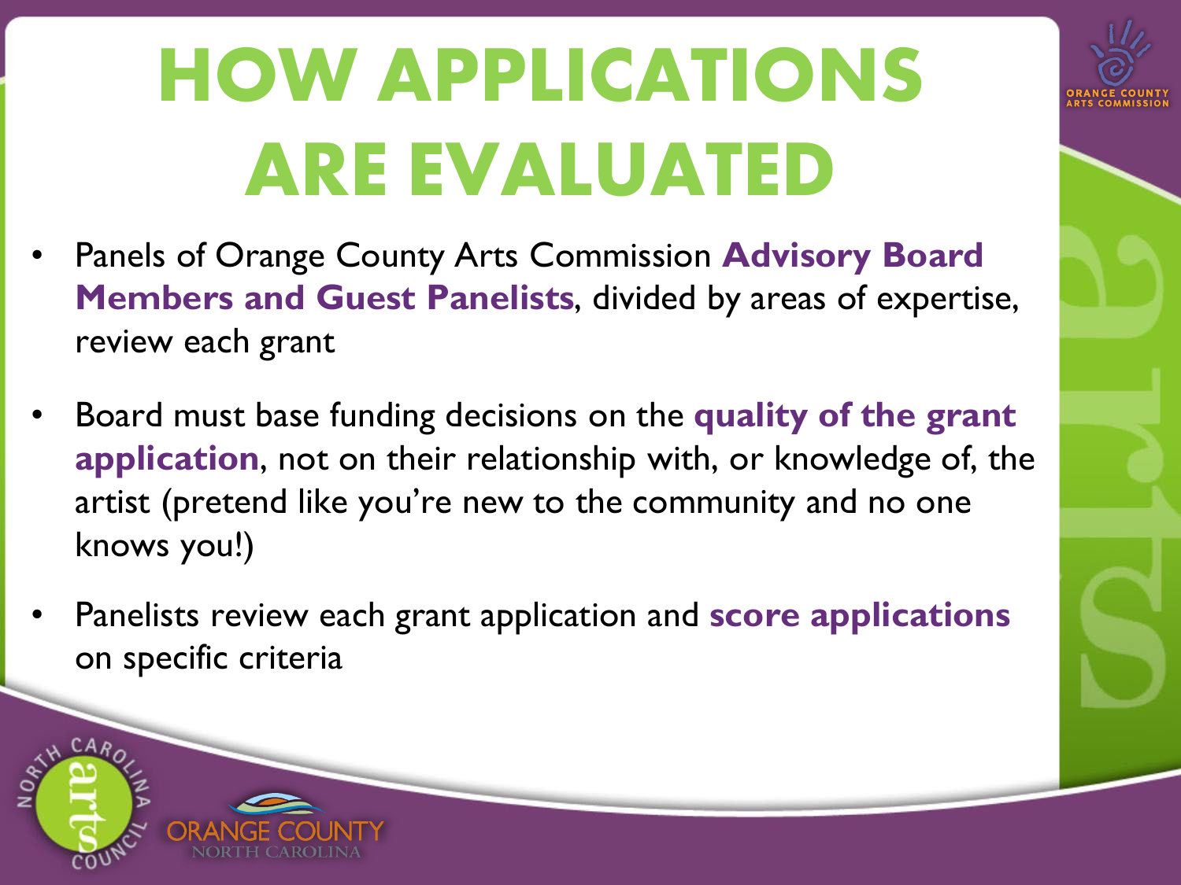# HOW APPLICATIONS ARE EVALUATED

- Panels of Orange County Arts Commission **Advisory Board Members and Guest Panelists**, divided by areas of expertise, review each grant
- Board must base funding decisions on the **quality of the grant application**, not on their relationship with, or knowledge of, the artist (pretend like you're new to the community and no one knows you!)
- Panelists review each grant application and **score applications** on specific criteria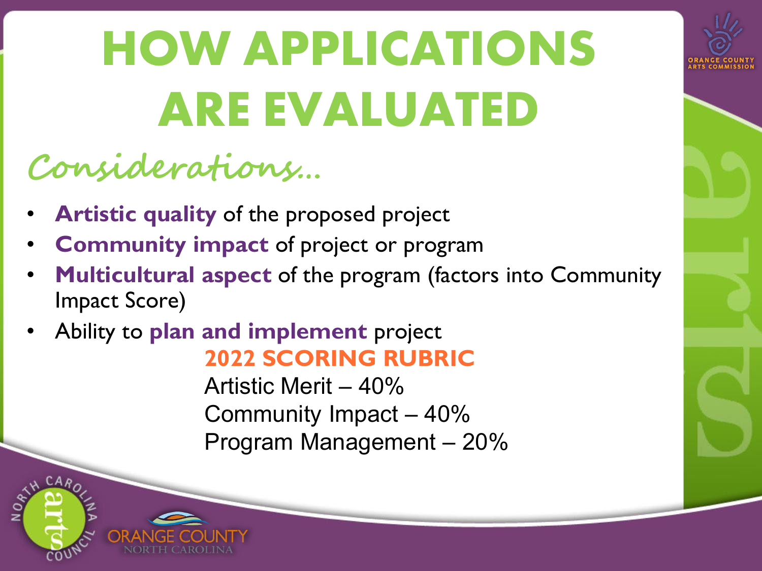# HOW APPLICATIONS ARE EVALUATED

## *Considerations…*

- **Artistic quality** of the proposed project
- **Community impact** of project or program
- **Multicultural aspect** of the program (factors into Community Impact Score)
- Ability to **plan and implement** project

**2022 SCORING RUBRIC**

Artistic Merit – 40%
Community Impact – 40%
Program Management – 20%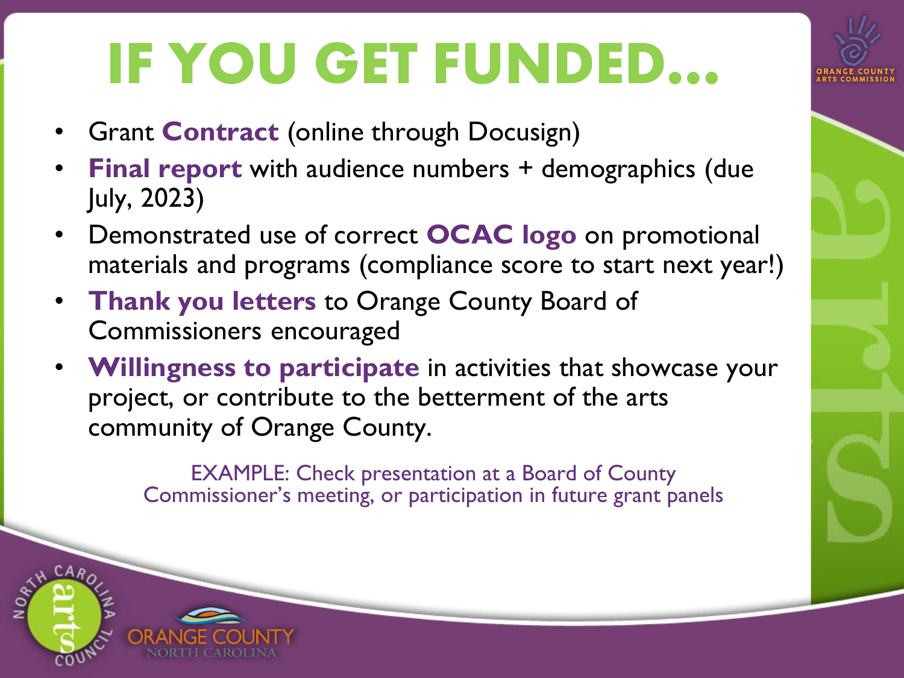# IF YOU GET FUNDED…

- Grant **Contract** (online through Docusign)
- **Final report** with audience numbers + demographics (due July, 2023)
- Demonstrated use of correct **OCAC logo** on promotional materials and programs (compliance score to start next year!)
- **Thank you letters** to Orange County Board of Commissioners encouraged
- **Willingness to participate** in activities that showcase your project, or contribute to the betterment of the arts community of Orange County.

EXAMPLE: Check presentation at a Board of County Commissioner's meeting, or participation in future grant panels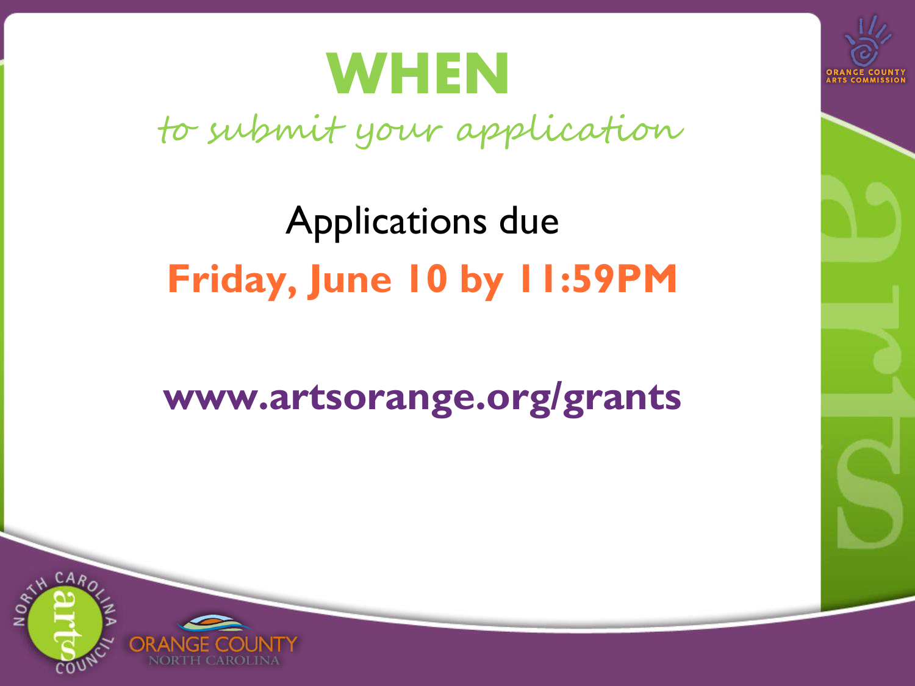# WHEN

*to submit your application*

Applications due

**Friday, June 10 by 11:59PM**

**www.artsorange.org/grants**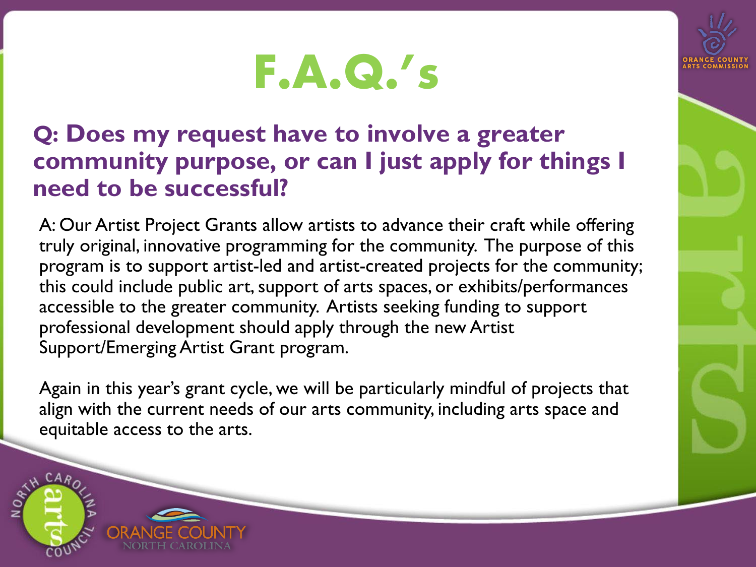# F.A.Q.'s

## Q: Does my request have to involve a greater community purpose, or can I just apply for things I need to be successful?

A: Our Artist Project Grants allow artists to advance their craft while offering truly original, innovative programming for the community. The purpose of this program is to support artist-led and artist-created projects for the community; this could include public art, support of arts spaces, or exhibits/performances accessible to the greater community. Artists seeking funding to support professional development should apply through the new Artist Support/Emerging Artist Grant program.

Again in this year's grant cycle, we will be particularly mindful of projects that align with the current needs of our arts community, including arts space and equitable access to the arts.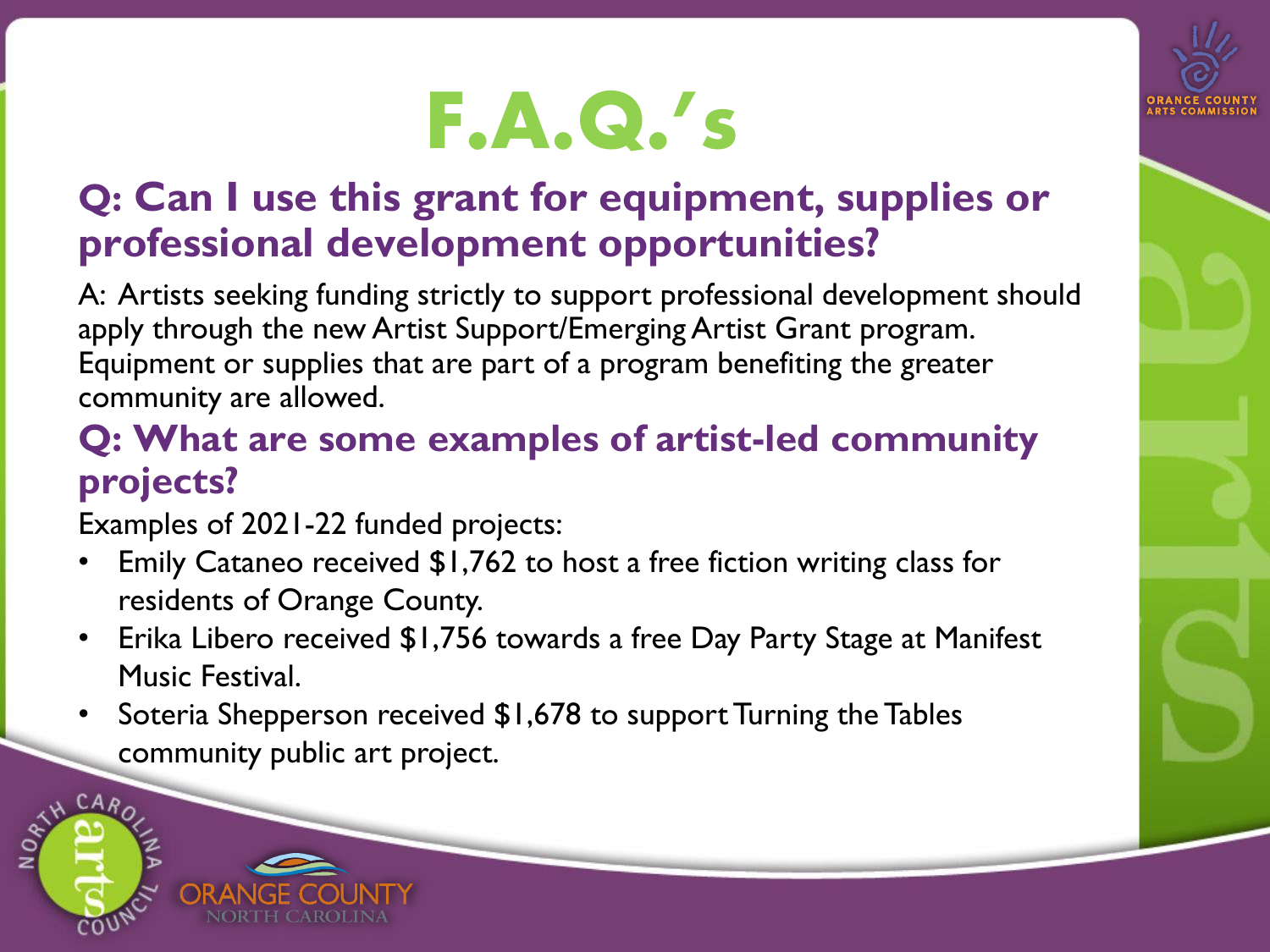# F.A.Q.'s

## Q: Can I use this grant for equipment, supplies or professional development opportunities?

A: Artists seeking funding strictly to support professional development should apply through the new Artist Support/Emerging Artist Grant program. Equipment or supplies that are part of a program benefiting the greater community are allowed.

## Q: What are some examples of artist-led community projects?

Examples of 2021-22 funded projects:

- Emily Cataneo received $1,762 to host a free fiction writing class for residents of Orange County.
- Erika Libero received $1,756 towards a free Day Party Stage at Manifest Music Festival.
- Soteria Shepperson received $1,678 to support Turning the Tables community public art project.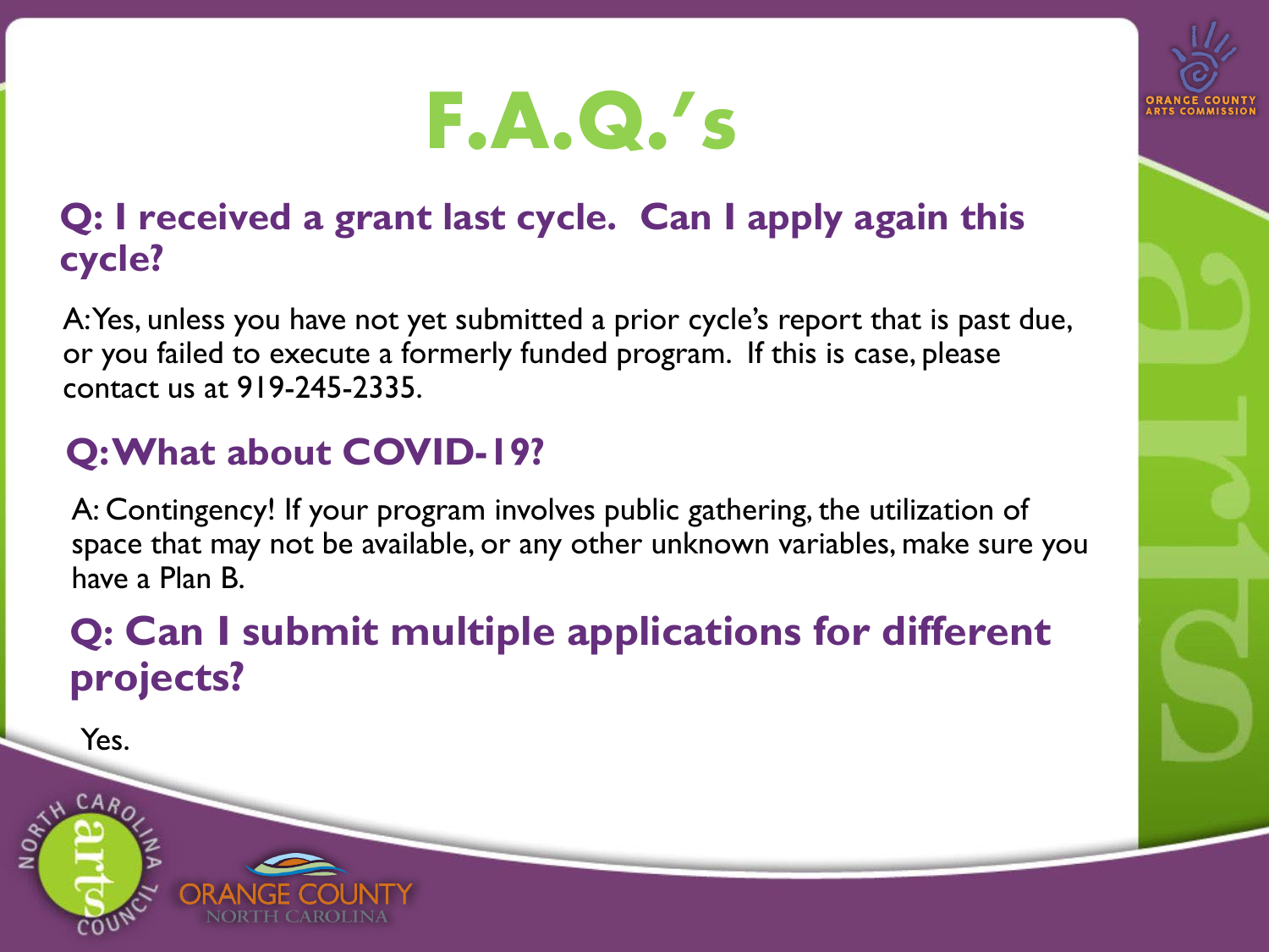# F.A.Q.'s

## Q: I received a grant last cycle. Can I apply again this cycle?

A: Yes, unless you have not yet submitted a prior cycle's report that is past due, or you failed to execute a formerly funded program. If this is case, please contact us at 919-245-2335.

## Q: What about COVID-19?

A: Contingency! If your program involves public gathering, the utilization of space that may not be available, or any other unknown variables, make sure you have a Plan B.

## Q: Can I submit multiple applications for different projects?

Yes.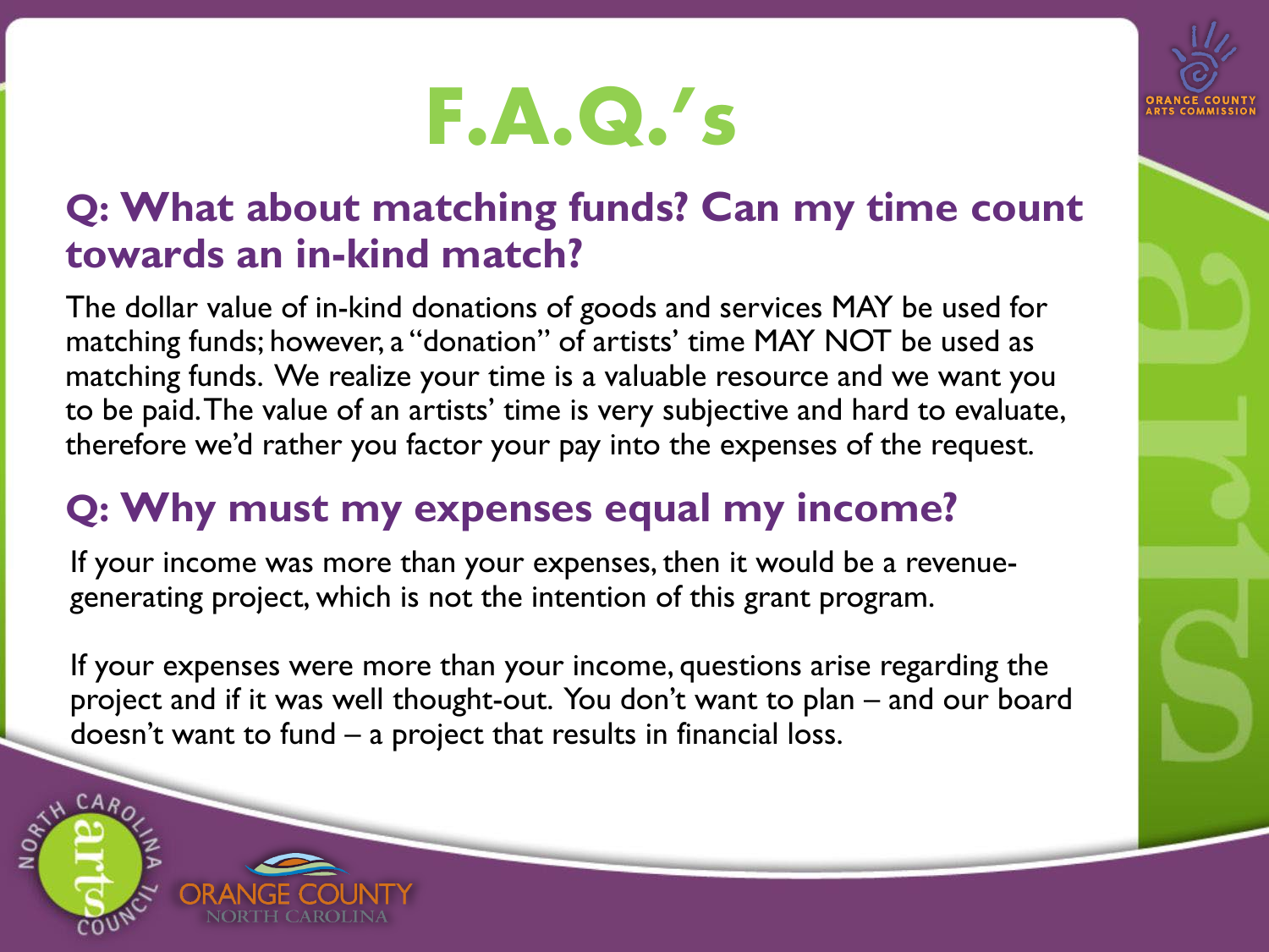# F.A.Q.'s

## Q: What about matching funds? Can my time count towards an in-kind match?

The dollar value of in-kind donations of goods and services MAY be used for matching funds; however, a "donation" of artists' time MAY NOT be used as matching funds. We realize your time is a valuable resource and we want you to be paid. The value of an artists' time is very subjective and hard to evaluate, therefore we'd rather you factor your pay into the expenses of the request.

## Q: Why must my expenses equal my income?

If your income was more than your expenses, then it would be a revenue-generating project, which is not the intention of this grant program.

If your expenses were more than your income, questions arise regarding the project and if it was well thought-out. You don't want to plan – and our board doesn't want to fund – a project that results in financial loss.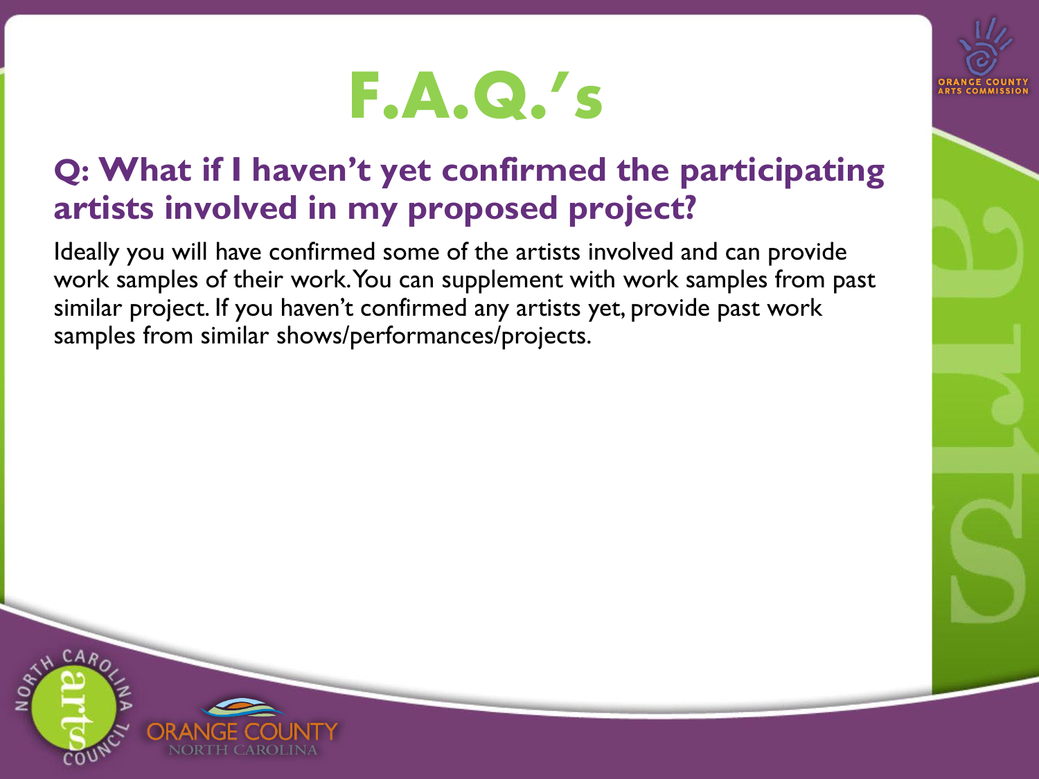# F.A.Q.'s

## Q: What if I haven't yet confirmed the participating artists involved in my proposed project?

Ideally you will have confirmed some of the artists involved and can provide work samples of their work. You can supplement with work samples from past similar project. If you haven't confirmed any artists yet, provide past work samples from similar shows/performances/projects.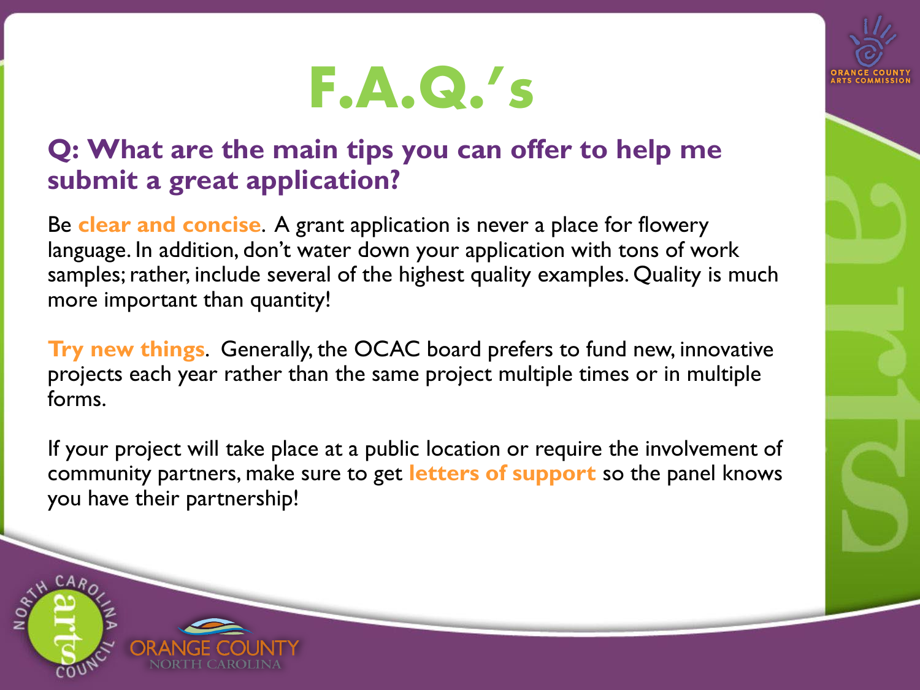# F.A.Q.'s

## Q: What are the main tips you can offer to help me submit a great application?

Be **clear and concise**. A grant application is never a place for flowery language. In addition, don't water down your application with tons of work samples; rather, include several of the highest quality examples. Quality is much more important than quantity!

**Try new things**. Generally, the OCAC board prefers to fund new, innovative projects each year rather than the same project multiple times or in multiple forms.

If your project will take place at a public location or require the involvement of community partners, make sure to get **letters of support** so the panel knows you have their partnership!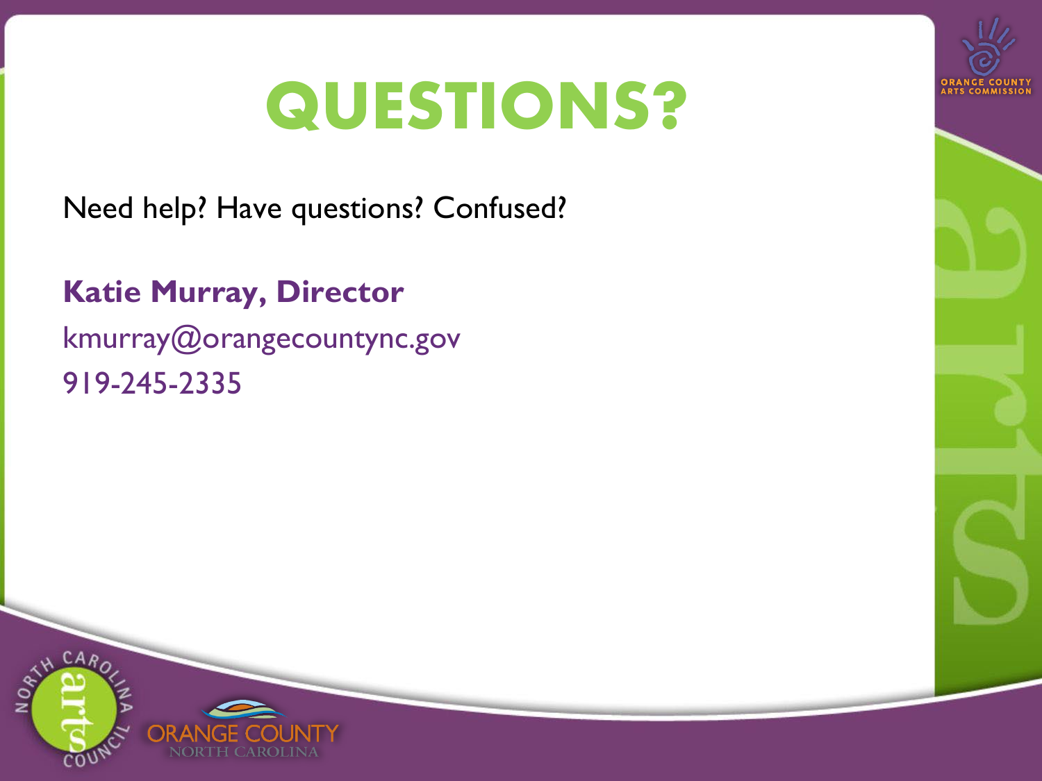# QUESTIONS?

Need help? Have questions? Confused?

**Katie Murray, Director**

kmurray@orangecountync.gov

919-245-2335